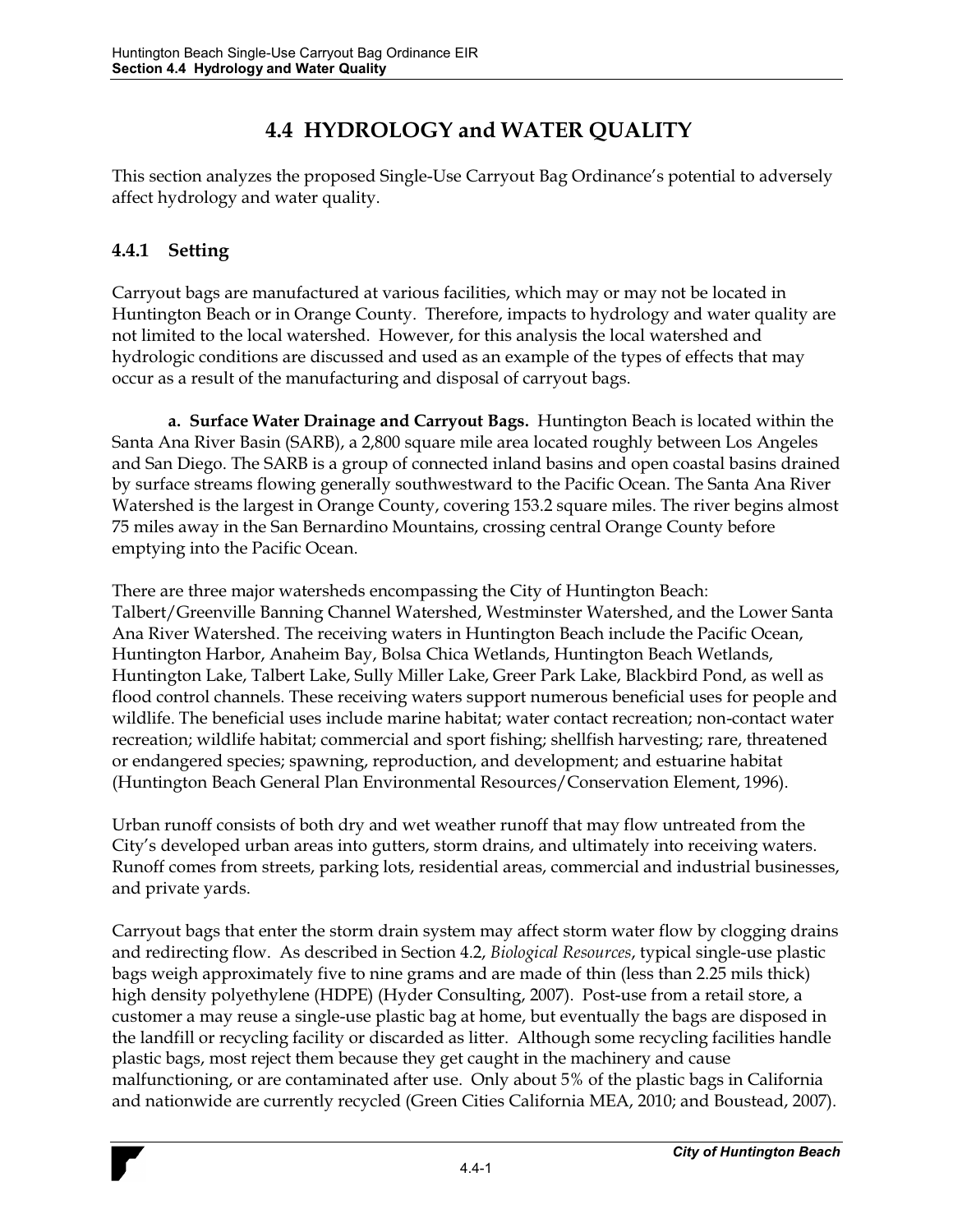# 4.4 HYDROLOGY and WATER QUALITY

This section analyzes the proposed Single-Use Carryout Bag Ordinance's potential to adversely affect hydrology and water quality.

## 4.4.1 Setting

Carryout bags are manufactured at various facilities, which may or may not be located in Huntington Beach or in Orange County. Therefore, impacts to hydrology and water quality are not limited to the local watershed. However, for this analysis the local watershed and hydrologic conditions are discussed and used as an example of the types of effects that may occur as a result of the manufacturing and disposal of carryout bags.

**a. Surface Water Drainage and Carryout Bags.** Huntington Beach is located within the Santa Ana River Basin (SARB), a 2,800 square mile area located roughly between Los Angeles and San Diego. The SARB is a group of connected inland basins and open coastal basins drained by surface streams flowing generally southwestward to the Pacific Ocean. The Santa Ana River Watershed is the largest in Orange County, covering 153.2 square miles. The river begins almost 75 miles away in the San Bernardino Mountains, crossing central Orange County before emptying into the Pacific Ocean.

There are three major watersheds encompassing the City of Huntington Beach: Talbert/Greenville Banning Channel Watershed, Westminster Watershed, and the Lower Santa Ana River Watershed. The receiving waters in Huntington Beach include the Pacific Ocean, Huntington Harbor, Anaheim Bay, Bolsa Chica Wetlands, Huntington Beach Wetlands, Huntington Lake, Talbert Lake, Sully Miller Lake, Greer Park Lake, Blackbird Pond, as well as flood control channels. These receiving waters support numerous beneficial uses for people and wildlife. The beneficial uses include marine habitat; water contact recreation; non-contact water recreation; wildlife habitat; commercial and sport fishing; shellfish harvesting; rare, threatened or endangered species; spawning, reproduction, and development; and estuarine habitat (Huntington Beach General Plan Environmental Resources/Conservation Element, 1996).

Urban runoff consists of both dry and wet weather runoff that may flow untreated from the City's developed urban areas into gutters, storm drains, and ultimately into receiving waters. Runoff comes from streets, parking lots, residential areas, commercial and industrial businesses, and private yards.

Carryout bags that enter the storm drain system may affect storm water flow by clogging drains and redirecting flow. As described in Section 4.2, *Biological Resources*, typical single-use plastic bags weigh approximately five to nine grams and are made of thin (less than 2.25 mils thick) high density polyethylene (HDPE) (Hyder Consulting, 2007). Post-use from a retail store, a customer a may reuse a single-use plastic bag at home, but eventually the bags are disposed in the landfill or recycling facility or discarded as litter. Although some recycling facilities handle plastic bags, most reject them because they get caught in the machinery and cause malfunctioning, or are contaminated after use. Only about 5% of the plastic bags in California and nationwide are currently recycled (Green Cities California MEA, 2010; and Boustead, 2007).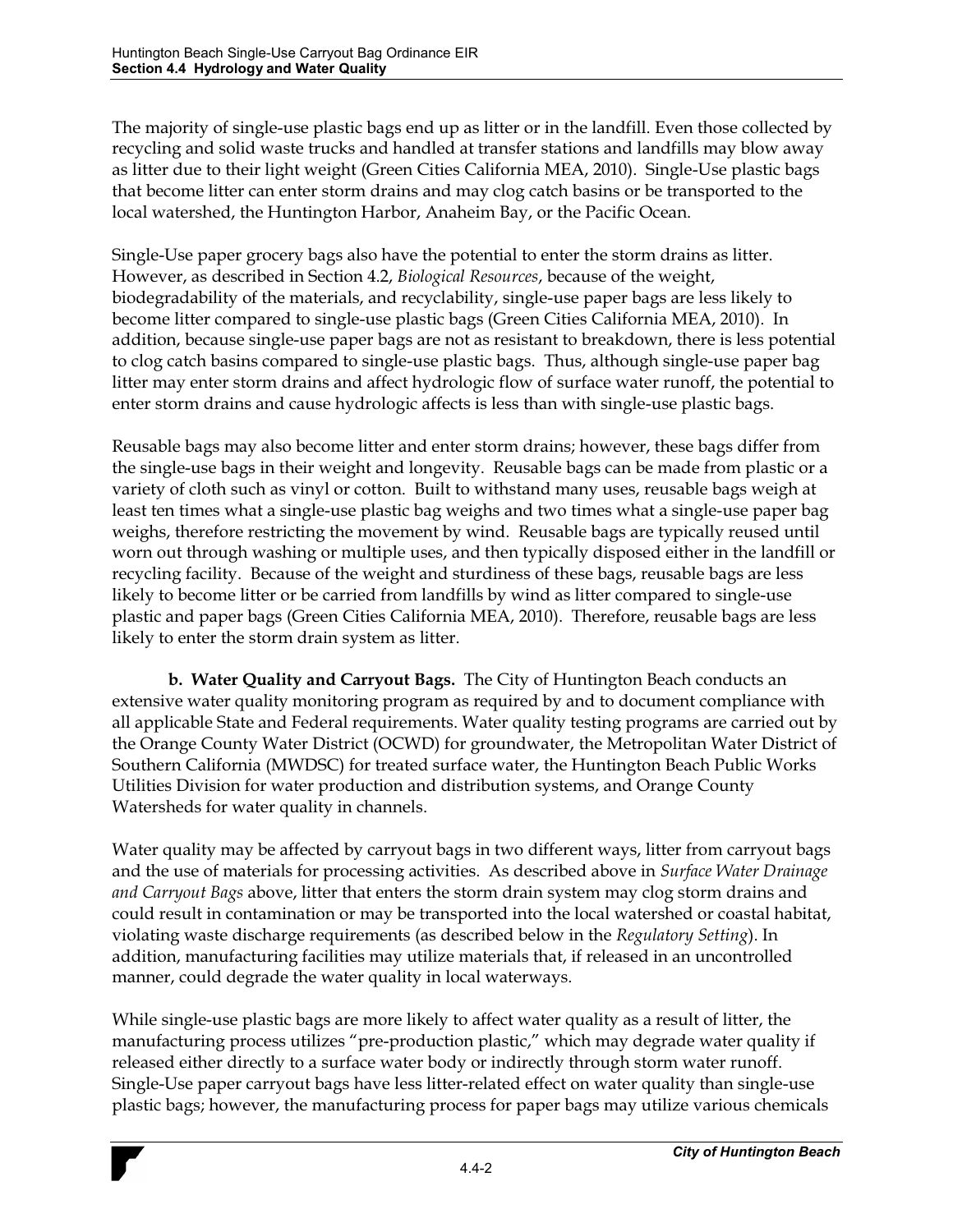The majority of single-use plastic bags end up as litter or in the landfill. Even those collected by recycling and solid waste trucks and handled at transfer stations and landfills may blow away as litter due to their light weight (Green Cities California MEA, 2010). Single-Use plastic bags that become litter can enter storm drains and may clog catch basins or be transported to the local watershed, the Huntington Harbor, Anaheim Bay, or the Pacific Ocean.

Single-Use paper grocery bags also have the potential to enter the storm drains as litter. However, as described in Section 4.2, *Biological Resources*, because of the weight, biodegradability of the materials, and recyclability, single-use paper bags are less likely to become litter compared to single-use plastic bags (Green Cities California MEA, 2010). In addition, because single-use paper bags are not as resistant to breakdown, there is less potential to clog catch basins compared to single-use plastic bags. Thus, although single-use paper bag litter may enter storm drains and affect hydrologic flow of surface water runoff, the potential to enter storm drains and cause hydrologic affects is less than with single-use plastic bags.

Reusable bags may also become litter and enter storm drains; however, these bags differ from the single-use bags in their weight and longevity. Reusable bags can be made from plastic or a variety of cloth such as vinyl or cotton. Built to withstand many uses, reusable bags weigh at least ten times what a single-use plastic bag weighs and two times what a single-use paper bag weighs, therefore restricting the movement by wind. Reusable bags are typically reused until worn out through washing or multiple uses, and then typically disposed either in the landfill or recycling facility. Because of the weight and sturdiness of these bags, reusable bags are less likely to become litter or be carried from landfills by wind as litter compared to single-use plastic and paper bags (Green Cities California MEA, 2010). Therefore, reusable bags are less likely to enter the storm drain system as litter.

**b. Water Quality and Carryout Bags.** The City of Huntington Beach conducts an extensive water quality monitoring program as required by and to document compliance with all applicable State and Federal requirements. Water quality testing programs are carried out by the Orange County Water District (OCWD) for groundwater, the Metropolitan Water District of Southern California (MWDSC) for treated surface water, the Huntington Beach Public Works Utilities Division for water production and distribution systems, and Orange County Watersheds for water quality in channels.

Water quality may be affected by carryout bags in two different ways, litter from carryout bags and the use of materials for processing activities. As described above in *Surface Water Drainage and Carryout Bags* above, litter that enters the storm drain system may clog storm drains and could result in contamination or may be transported into the local watershed or coastal habitat, violating waste discharge requirements (as described below in the *Regulatory Setting*). In addition, manufacturing facilities may utilize materials that, if released in an uncontrolled manner, could degrade the water quality in local waterways.

While single-use plastic bags are more likely to affect water quality as a result of litter, the manufacturing process utilizes "pre-production plastic," which may degrade water quality if released either directly to a surface water body or indirectly through storm water runoff. Single-Use paper carryout bags have less litter-related effect on water quality than single-use plastic bags; however, the manufacturing process for paper bags may utilize various chemicals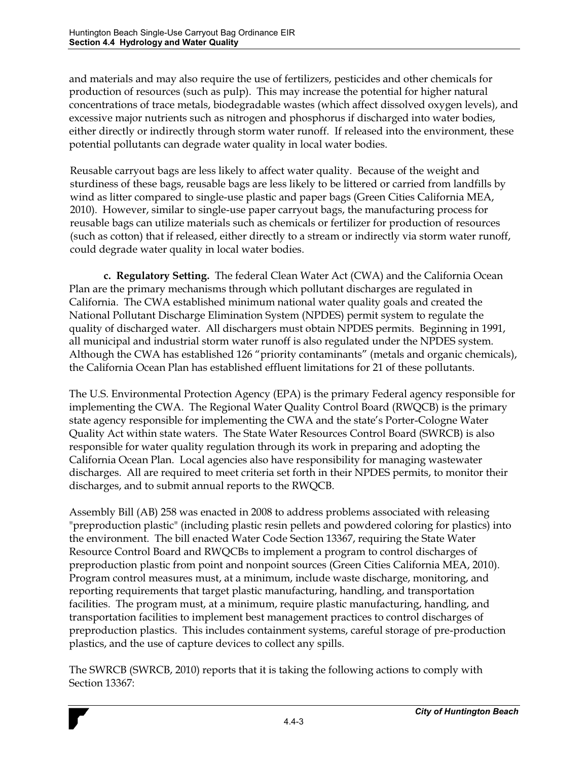and materials and may also require the use of fertilizers, pesticides and other chemicals for production of resources (such as pulp). This may increase the potential for higher natural concentrations of trace metals, biodegradable wastes (which affect dissolved oxygen levels), and excessive major nutrients such as nitrogen and phosphorus if discharged into water bodies, either directly or indirectly through storm water runoff. If released into the environment, these potential pollutants can degrade water quality in local water bodies.

Reusable carryout bags are less likely to affect water quality. Because of the weight and sturdiness of these bags, reusable bags are less likely to be littered or carried from landfills by wind as litter compared to single-use plastic and paper bags (Green Cities California MEA, 2010). However, similar to single-use paper carryout bags, the manufacturing process for reusable bags can utilize materials such as chemicals or fertilizer for production of resources (such as cotton) that if released, either directly to a stream or indirectly via storm water runoff, could degrade water quality in local water bodies.

**c. Regulatory Setting.** The federal Clean Water Act (CWA) and the California Ocean Plan are the primary mechanisms through which pollutant discharges are regulated in California. The CWA established minimum national water quality goals and created the National Pollutant Discharge Elimination System (NPDES) permit system to regulate the quality of discharged water. All dischargers must obtain NPDES permits. Beginning in 1991, all municipal and industrial storm water runoff is also regulated under the NPDES system. Although the CWA has established 126 "priority contaminants" (metals and organic chemicals), the California Ocean Plan has established effluent limitations for 21 of these pollutants.

The U.S. Environmental Protection Agency (EPA) is the primary Federal agency responsible for implementing the CWA. The Regional Water Quality Control Board (RWQCB) is the primary state agency responsible for implementing the CWA and the state's Porter-Cologne Water Quality Act within state waters. The State Water Resources Control Board (SWRCB) is also responsible for water quality regulation through its work in preparing and adopting the California Ocean Plan. Local agencies also have responsibility for managing wastewater discharges. All are required to meet criteria set forth in their NPDES permits, to monitor their discharges, and to submit annual reports to the RWQCB.

Assembly Bill (AB) 258 was enacted in 2008 to address problems associated with releasing "preproduction plastic" (including plastic resin pellets and powdered coloring for plastics) into the environment. The bill enacted Water Code Section 13367, requiring the State Water Resource Control Board and RWQCBs to implement a program to control discharges of preproduction plastic from point and nonpoint sources (Green Cities California MEA, 2010). Program control measures must, at a minimum, include waste discharge, monitoring, and reporting requirements that target plastic manufacturing, handling, and transportation facilities. The program must, at a minimum, require plastic manufacturing, handling, and transportation facilities to implement best management practices to control discharges of preproduction plastics. This includes containment systems, careful storage of pre-production plastics, and the use of capture devices to collect any spills.

The SWRCB (SWRCB, 2010) reports that it is taking the following actions to comply with Section 13367: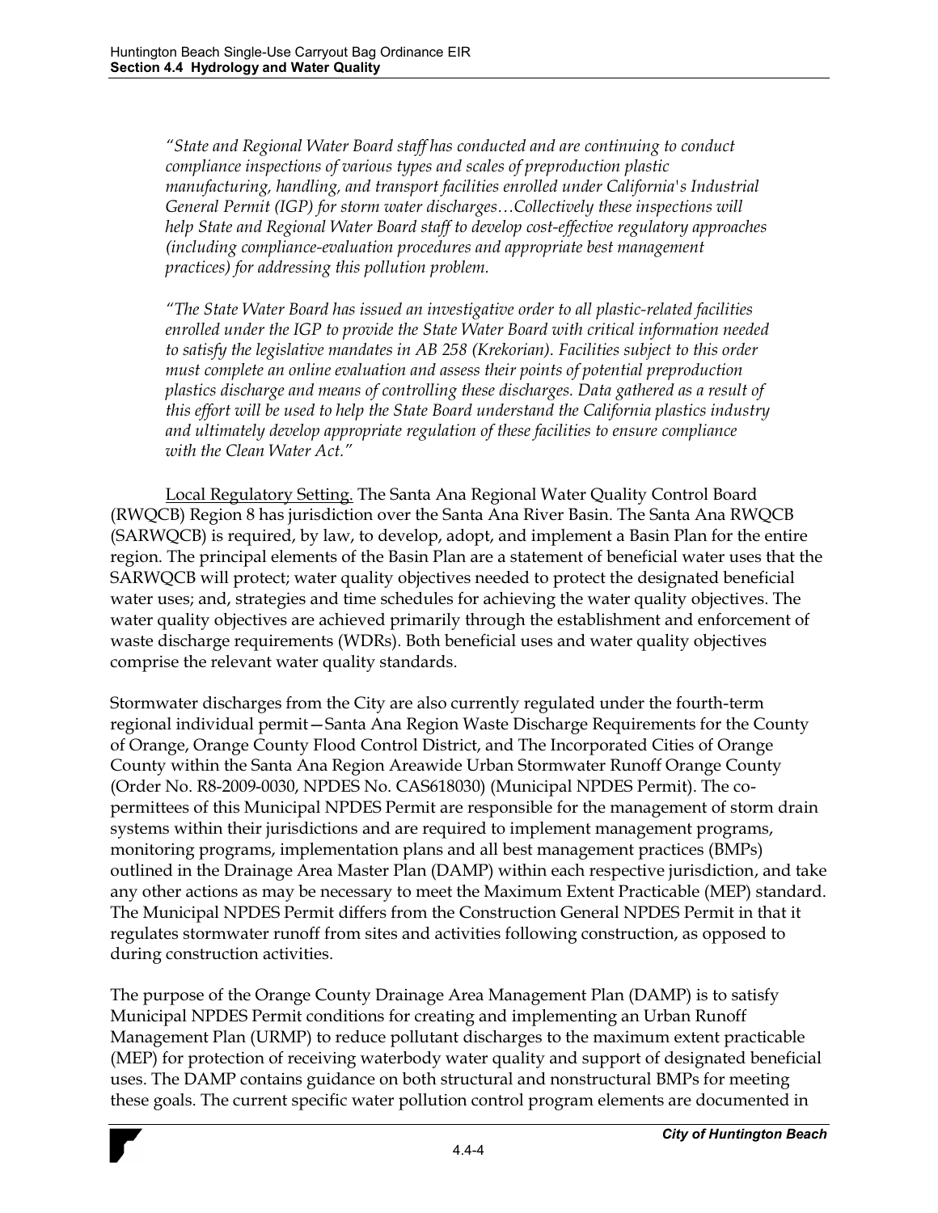*"State and Regional Water Board staff has conducted and are continuing to conduct compliance inspections of various types and scales of preproduction plastic manufacturing, handling, and transport facilities enrolled under California's Industrial General Permit (IGP) for storm water discharges…Collectively these inspections will help State and Regional Water Board staff to develop cost-effective regulatory approaches (including compliance-evaluation procedures and appropriate best management practices) for addressing this pollution problem.*

*"The State Water Board has issued an investigative order to all plastic-related facilities enrolled under the IGP to provide the State Water Board with critical information needed to satisfy the legislative mandates in AB 258 (Krekorian). Facilities subject to this order must complete an online evaluation and assess their points of potential preproduction plastics discharge and means of controlling these discharges. Data gathered as a result of this effort will be used to help the State Board understand the California plastics industry and ultimately develop appropriate regulation of these facilities to ensure compliance with the Clean Water Act."*

Local Regulatory Setting. The Santa Ana Regional Water Quality Control Board (RWQCB) Region 8 has jurisdiction over the Santa Ana River Basin. The Santa Ana RWQCB (SARWQCB) is required, by law, to develop, adopt, and implement a Basin Plan for the entire region. The principal elements of the Basin Plan are a statement of beneficial water uses that the SARWQCB will protect; water quality objectives needed to protect the designated beneficial water uses; and, strategies and time schedules for achieving the water quality objectives. The water quality objectives are achieved primarily through the establishment and enforcement of waste discharge requirements (WDRs). Both beneficial uses and water quality objectives comprise the relevant water quality standards.

Stormwater discharges from the City are also currently regulated under the fourth-term regional individual permit—Santa Ana Region Waste Discharge Requirements for the County of Orange, Orange County Flood Control District, and The Incorporated Cities of Orange County within the Santa Ana Region Areawide Urban Stormwater Runoff Orange County (Order No. R8-2009-0030, NPDES No. CAS618030) (Municipal NPDES Permit). The co-permittees of this Municipal NPDES Permit are responsible for the management of storm drain systems within their jurisdictions and are required to implement management programs, monitoring programs, implementation plans and all best management practices (BMPs) outlined in the Drainage Area Master Plan (DAMP) within each respective jurisdiction, and take any other actions as may be necessary to meet the Maximum Extent Practicable (MEP) standard. The Municipal NPDES Permit differs from the Construction General NPDES Permit in that it regulates stormwater runoff from sites and activities following construction, as opposed to during construction activities.

The purpose of the Orange County Drainage Area Management Plan (DAMP) is to satisfy Municipal NPDES Permit conditions for creating and implementing an Urban Runoff Management Plan (URMP) to reduce pollutant discharges to the maximum extent practicable (MEP) for protection of receiving waterbody water quality and support of designated beneficial uses. The DAMP contains guidance on both structural and nonstructural BMPs for meeting these goals. The current specific water pollution control program elements are documented in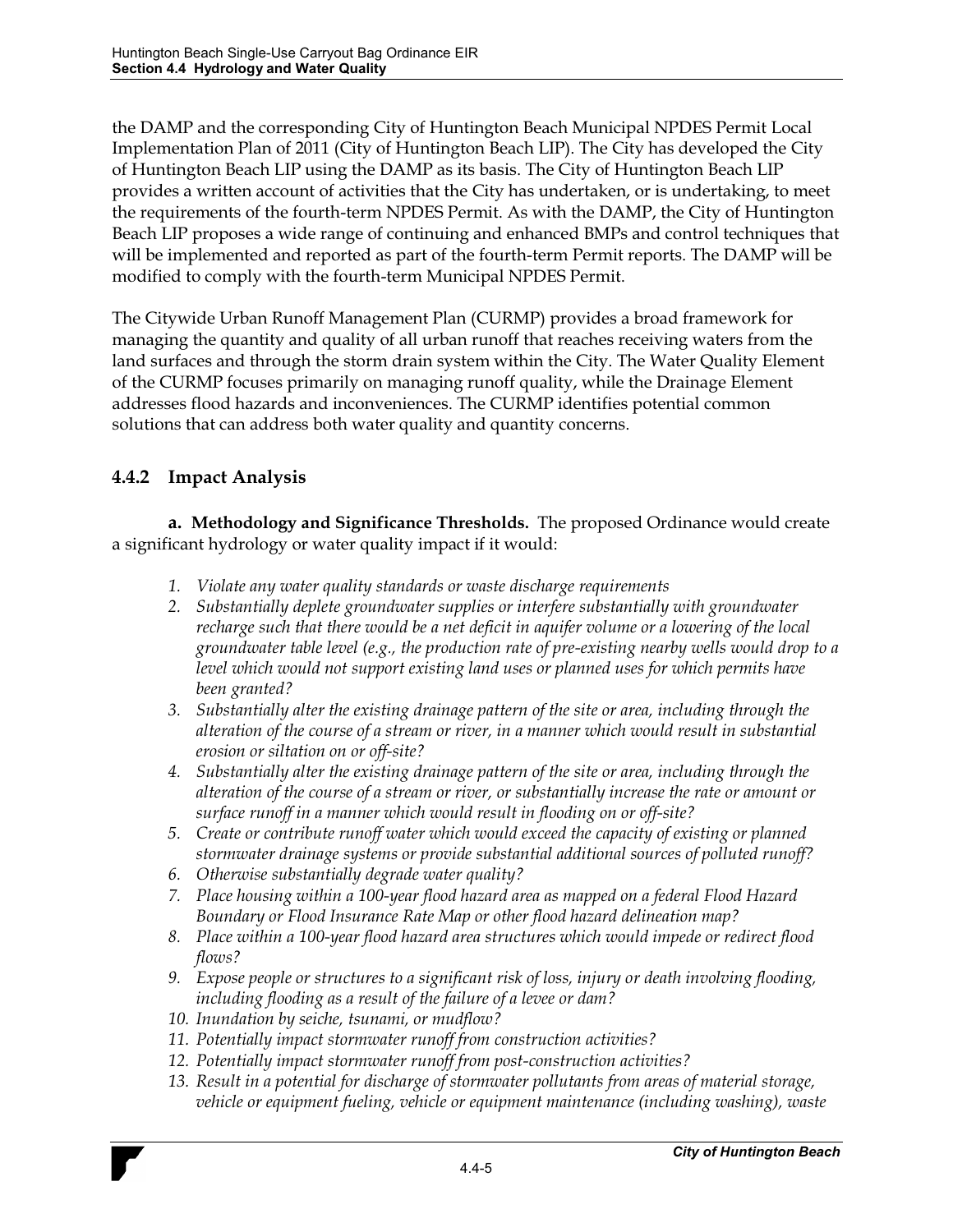the DAMP and the corresponding City of Huntington Beach Municipal NPDES Permit Local Implementation Plan of 2011 (City of Huntington Beach LIP). The City has developed the City of Huntington Beach LIP using the DAMP as its basis. The City of Huntington Beach LIP provides a written account of activities that the City has undertaken, or is undertaking, to meet the requirements of the fourth-term NPDES Permit. As with the DAMP, the City of Huntington Beach LIP proposes a wide range of continuing and enhanced BMPs and control techniques that will be implemented and reported as part of the fourth-term Permit reports. The DAMP will be modified to comply with the fourth-term Municipal NPDES Permit.

The Citywide Urban Runoff Management Plan (CURMP) provides a broad framework for managing the quantity and quality of all urban runoff that reaches receiving waters from the land surfaces and through the storm drain system within the City. The Water Quality Element of the CURMP focuses primarily on managing runoff quality, while the Drainage Element addresses flood hazards and inconveniences. The CURMP identifies potential common solutions that can address both water quality and quantity concerns.

## 4.4.2 Impact Analysis

**a. Methodology and Significance Thresholds.** The proposed Ordinance would create a significant hydrology or water quality impact if it would:

1. *Violate any water quality standards or waste discharge requirements*
2. *Substantially deplete groundwater supplies or interfere substantially with groundwater recharge such that there would be a net deficit in aquifer volume or a lowering of the local groundwater table level (e.g., the production rate of pre-existing nearby wells would drop to a level which would not support existing land uses or planned uses for which permits have been granted?*
3. *Substantially alter the existing drainage pattern of the site or area, including through the alteration of the course of a stream or river, in a manner which would result in substantial erosion or siltation on or off-site?*
4. *Substantially alter the existing drainage pattern of the site or area, including through the alteration of the course of a stream or river, or substantially increase the rate or amount or surface runoff in a manner which would result in flooding on or off-site?*
5. *Create or contribute runoff water which would exceed the capacity of existing or planned stormwater drainage systems or provide substantial additional sources of polluted runoff?*
6. *Otherwise substantially degrade water quality?*
7. *Place housing within a 100-year flood hazard area as mapped on a federal Flood Hazard Boundary or Flood Insurance Rate Map or other flood hazard delineation map?*
8. *Place within a 100-year flood hazard area structures which would impede or redirect flood flows?*
9. *Expose people or structures to a significant risk of loss, injury or death involving flooding, including flooding as a result of the failure of a levee or dam?*
10. *Inundation by seiche, tsunami, or mudflow?*
11. *Potentially impact stormwater runoff from construction activities?*
12. *Potentially impact stormwater runoff from post-construction activities?*
13. *Result in a potential for discharge of stormwater pollutants from areas of material storage, vehicle or equipment fueling, vehicle or equipment maintenance (including washing), waste*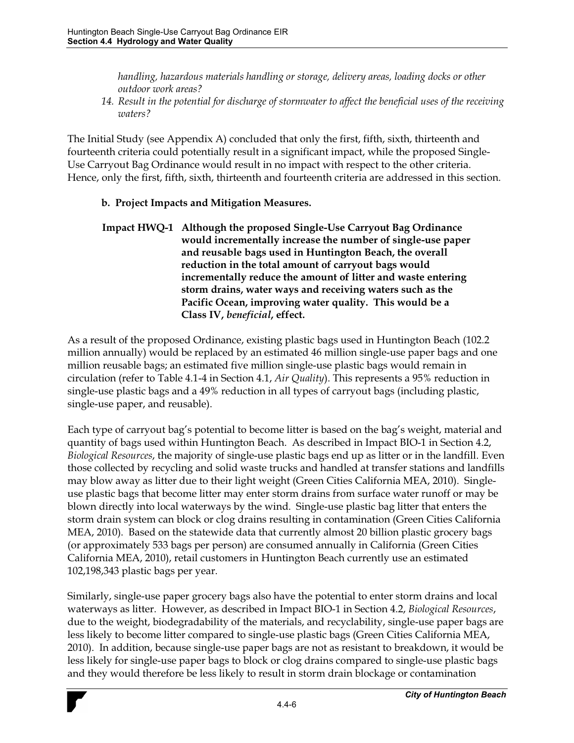*handling, hazardous materials handling or storage, delivery areas, loading docks or other outdoor work areas?*

14. *Result in the potential for discharge of stormwater to affect the beneficial uses of the receiving waters?*

The Initial Study (see Appendix A) concluded that only the first, fifth, sixth, thirteenth and fourteenth criteria could potentially result in a significant impact, while the proposed Single-Use Carryout Bag Ordinance would result in no impact with respect to the other criteria. Hence, only the first, fifth, sixth, thirteenth and fourteenth criteria are addressed in this section.

**b. Project Impacts and Mitigation Measures.**

**Impact HWQ-1 Although the proposed Single-Use Carryout Bag Ordinance would incrementally increase the number of single-use paper and reusable bags used in Huntington Beach, the overall reduction in the total amount of carryout bags would incrementally reduce the amount of litter and waste entering storm drains, water ways and receiving waters such as the Pacific Ocean, improving water quality. This would be a Class IV, *beneficial*, effect.**

As a result of the proposed Ordinance, existing plastic bags used in Huntington Beach (102.2 million annually) would be replaced by an estimated 46 million single-use paper bags and one million reusable bags; an estimated five million single-use plastic bags would remain in circulation (refer to Table 4.1-4 in Section 4.1, *Air Quality*). This represents a 95% reduction in single-use plastic bags and a 49% reduction in all types of carryout bags (including plastic, single-use paper, and reusable).

Each type of carryout bag's potential to become litter is based on the bag's weight, material and quantity of bags used within Huntington Beach. As described in Impact BIO-1 in Section 4.2, *Biological Resources*, the majority of single-use plastic bags end up as litter or in the landfill. Even those collected by recycling and solid waste trucks and handled at transfer stations and landfills may blow away as litter due to their light weight (Green Cities California MEA, 2010). Single-use plastic bags that become litter may enter storm drains from surface water runoff or may be blown directly into local waterways by the wind. Single-use plastic bag litter that enters the storm drain system can block or clog drains resulting in contamination (Green Cities California MEA, 2010). Based on the statewide data that currently almost 20 billion plastic grocery bags (or approximately 533 bags per person) are consumed annually in California (Green Cities California MEA, 2010), retail customers in Huntington Beach currently use an estimated 102,198,343 plastic bags per year.

Similarly, single-use paper grocery bags also have the potential to enter storm drains and local waterways as litter. However, as described in Impact BIO-1 in Section 4.2, *Biological Resources*, due to the weight, biodegradability of the materials, and recyclability, single-use paper bags are less likely to become litter compared to single-use plastic bags (Green Cities California MEA, 2010). In addition, because single-use paper bags are not as resistant to breakdown, it would be less likely for single-use paper bags to block or clog drains compared to single-use plastic bags and they would therefore be less likely to result in storm drain blockage or contamination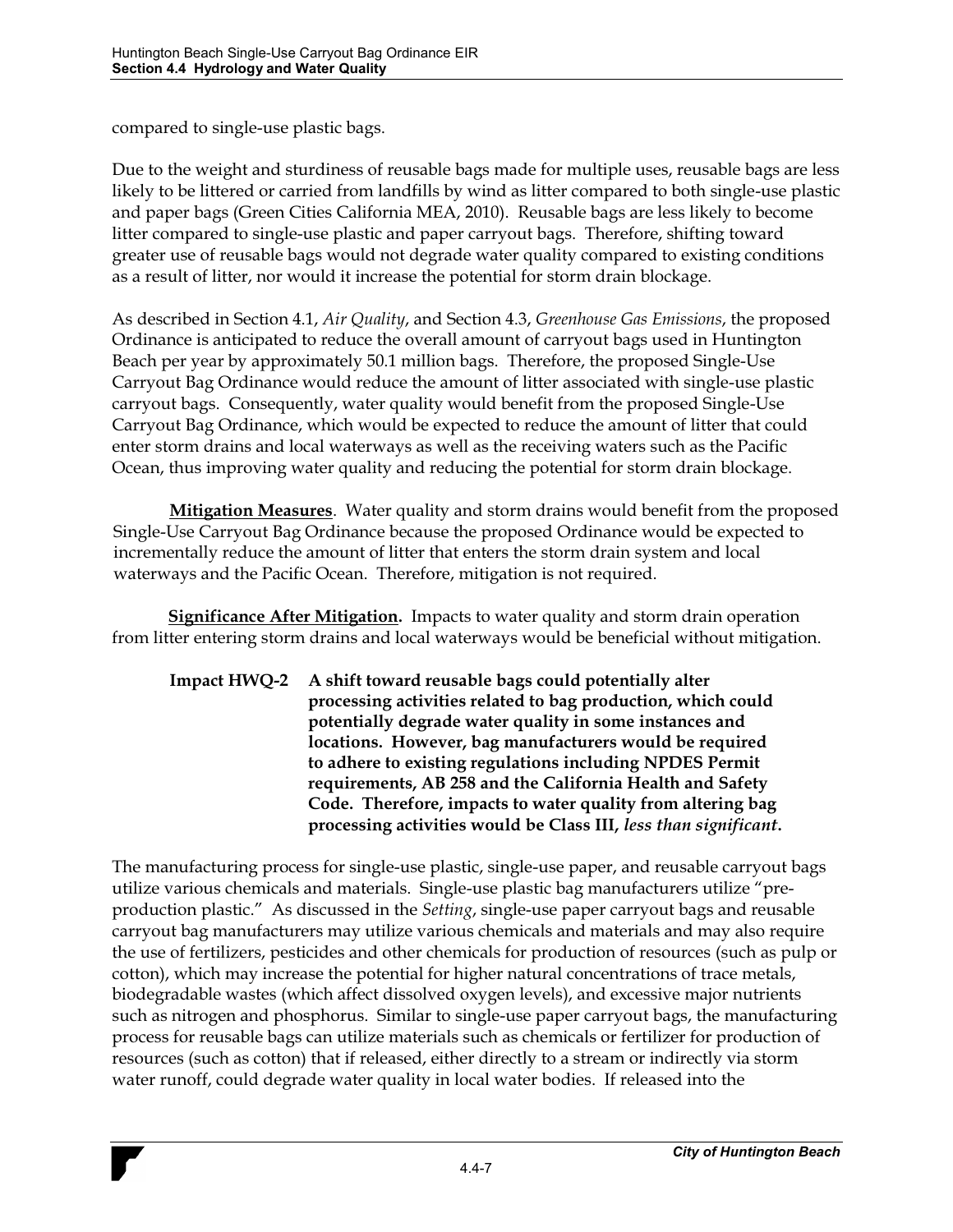compared to single-use plastic bags.

Due to the weight and sturdiness of reusable bags made for multiple uses, reusable bags are less likely to be littered or carried from landfills by wind as litter compared to both single-use plastic and paper bags (Green Cities California MEA, 2010). Reusable bags are less likely to become litter compared to single-use plastic and paper carryout bags. Therefore, shifting toward greater use of reusable bags would not degrade water quality compared to existing conditions as a result of litter, nor would it increase the potential for storm drain blockage.

As described in Section 4.1, *Air Quality*, and Section 4.3, *Greenhouse Gas Emissions*, the proposed Ordinance is anticipated to reduce the overall amount of carryout bags used in Huntington Beach per year by approximately 50.1 million bags. Therefore, the proposed Single-Use Carryout Bag Ordinance would reduce the amount of litter associated with single-use plastic carryout bags. Consequently, water quality would benefit from the proposed Single-Use Carryout Bag Ordinance, which would be expected to reduce the amount of litter that could enter storm drains and local waterways as well as the receiving waters such as the Pacific Ocean, thus improving water quality and reducing the potential for storm drain blockage.

**Mitigation Measures**. Water quality and storm drains would benefit from the proposed Single-Use Carryout Bag Ordinance because the proposed Ordinance would be expected to incrementally reduce the amount of litter that enters the storm drain system and local waterways and the Pacific Ocean. Therefore, mitigation is not required.

**Significance After Mitigation.** Impacts to water quality and storm drain operation from litter entering storm drains and local waterways would be beneficial without mitigation.

**Impact HWQ-2 A shift toward reusable bags could potentially alter processing activities related to bag production, which could potentially degrade water quality in some instances and locations. However, bag manufacturers would be required to adhere to existing regulations including NPDES Permit requirements, AB 258 and the California Health and Safety Code. Therefore, impacts to water quality from altering bag processing activities would be Class III, *less than significant*.**

The manufacturing process for single-use plastic, single-use paper, and reusable carryout bags utilize various chemicals and materials. Single-use plastic bag manufacturers utilize "pre-production plastic." As discussed in the *Setting*, single-use paper carryout bags and reusable carryout bag manufacturers may utilize various chemicals and materials and may also require the use of fertilizers, pesticides and other chemicals for production of resources (such as pulp or cotton), which may increase the potential for higher natural concentrations of trace metals, biodegradable wastes (which affect dissolved oxygen levels), and excessive major nutrients such as nitrogen and phosphorus. Similar to single-use paper carryout bags, the manufacturing process for reusable bags can utilize materials such as chemicals or fertilizer for production of resources (such as cotton) that if released, either directly to a stream or indirectly via storm water runoff, could degrade water quality in local water bodies. If released into the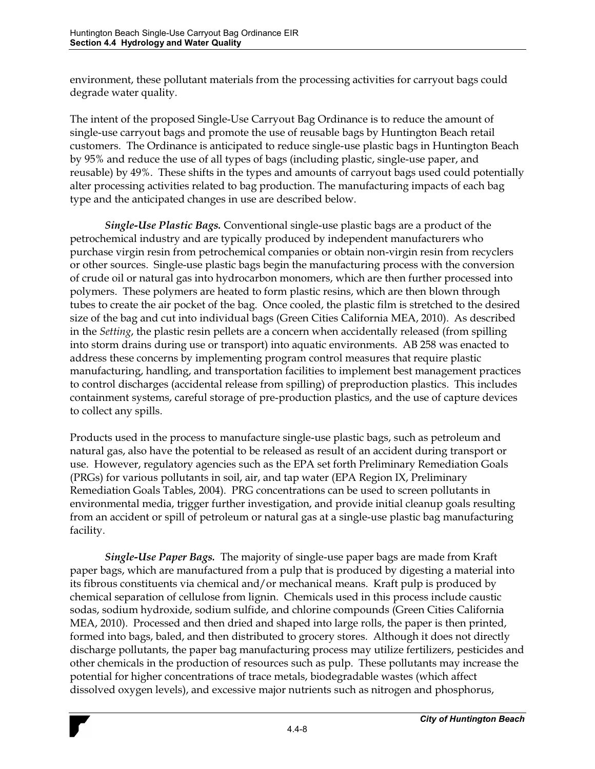environment, these pollutant materials from the processing activities for carryout bags could degrade water quality.

The intent of the proposed Single-Use Carryout Bag Ordinance is to reduce the amount of single-use carryout bags and promote the use of reusable bags by Huntington Beach retail customers. The Ordinance is anticipated to reduce single-use plastic bags in Huntington Beach by 95% and reduce the use of all types of bags (including plastic, single-use paper, and reusable) by 49%. These shifts in the types and amounts of carryout bags used could potentially alter processing activities related to bag production. The manufacturing impacts of each bag type and the anticipated changes in use are described below.

***Single-Use Plastic Bags.*** Conventional single-use plastic bags are a product of the petrochemical industry and are typically produced by independent manufacturers who purchase virgin resin from petrochemical companies or obtain non-virgin resin from recyclers or other sources. Single-use plastic bags begin the manufacturing process with the conversion of crude oil or natural gas into hydrocarbon monomers, which are then further processed into polymers. These polymers are heated to form plastic resins, which are then blown through tubes to create the air pocket of the bag. Once cooled, the plastic film is stretched to the desired size of the bag and cut into individual bags (Green Cities California MEA, 2010). As described in the *Setting*, the plastic resin pellets are a concern when accidentally released (from spilling into storm drains during use or transport) into aquatic environments. AB 258 was enacted to address these concerns by implementing program control measures that require plastic manufacturing, handling, and transportation facilities to implement best management practices to control discharges (accidental release from spilling) of preproduction plastics. This includes containment systems, careful storage of pre-production plastics, and the use of capture devices to collect any spills.

Products used in the process to manufacture single-use plastic bags, such as petroleum and natural gas, also have the potential to be released as result of an accident during transport or use. However, regulatory agencies such as the EPA set forth Preliminary Remediation Goals (PRGs) for various pollutants in soil, air, and tap water (EPA Region IX, Preliminary Remediation Goals Tables, 2004). PRG concentrations can be used to screen pollutants in environmental media, trigger further investigation, and provide initial cleanup goals resulting from an accident or spill of petroleum or natural gas at a single-use plastic bag manufacturing facility.

***Single-Use Paper Bags.*** The majority of single-use paper bags are made from Kraft paper bags, which are manufactured from a pulp that is produced by digesting a material into its fibrous constituents via chemical and/or mechanical means. Kraft pulp is produced by chemical separation of cellulose from lignin. Chemicals used in this process include caustic sodas, sodium hydroxide, sodium sulfide, and chlorine compounds (Green Cities California MEA, 2010). Processed and then dried and shaped into large rolls, the paper is then printed, formed into bags, baled, and then distributed to grocery stores. Although it does not directly discharge pollutants, the paper bag manufacturing process may utilize fertilizers, pesticides and other chemicals in the production of resources such as pulp. These pollutants may increase the potential for higher concentrations of trace metals, biodegradable wastes (which affect dissolved oxygen levels), and excessive major nutrients such as nitrogen and phosphorus,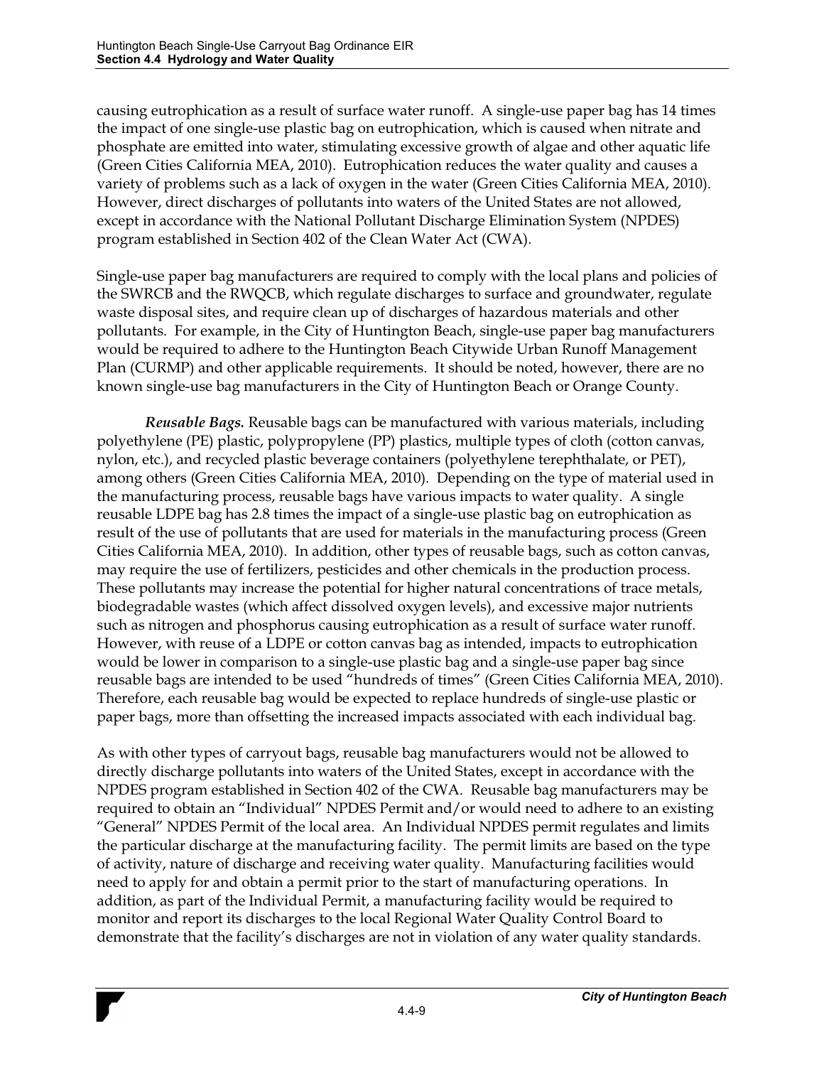causing eutrophication as a result of surface water runoff. A single-use paper bag has 14 times the impact of one single-use plastic bag on eutrophication, which is caused when nitrate and phosphate are emitted into water, stimulating excessive growth of algae and other aquatic life (Green Cities California MEA, 2010). Eutrophication reduces the water quality and causes a variety of problems such as a lack of oxygen in the water (Green Cities California MEA, 2010). However, direct discharges of pollutants into waters of the United States are not allowed, except in accordance with the National Pollutant Discharge Elimination System (NPDES) program established in Section 402 of the Clean Water Act (CWA).

Single-use paper bag manufacturers are required to comply with the local plans and policies of the SWRCB and the RWQCB, which regulate discharges to surface and groundwater, regulate waste disposal sites, and require clean up of discharges of hazardous materials and other pollutants. For example, in the City of Huntington Beach, single-use paper bag manufacturers would be required to adhere to the Huntington Beach Citywide Urban Runoff Management Plan (CURMP) and other applicable requirements. It should be noted, however, there are no known single-use bag manufacturers in the City of Huntington Beach or Orange County.

***Reusable Bags.*** Reusable bags can be manufactured with various materials, including polyethylene (PE) plastic, polypropylene (PP) plastics, multiple types of cloth (cotton canvas, nylon, etc.), and recycled plastic beverage containers (polyethylene terephthalate, or PET), among others (Green Cities California MEA, 2010). Depending on the type of material used in the manufacturing process, reusable bags have various impacts to water quality. A single reusable LDPE bag has 2.8 times the impact of a single-use plastic bag on eutrophication as result of the use of pollutants that are used for materials in the manufacturing process (Green Cities California MEA, 2010). In addition, other types of reusable bags, such as cotton canvas, may require the use of fertilizers, pesticides and other chemicals in the production process. These pollutants may increase the potential for higher natural concentrations of trace metals, biodegradable wastes (which affect dissolved oxygen levels), and excessive major nutrients such as nitrogen and phosphorus causing eutrophication as a result of surface water runoff. However, with reuse of a LDPE or cotton canvas bag as intended, impacts to eutrophication would be lower in comparison to a single-use plastic bag and a single-use paper bag since reusable bags are intended to be used "hundreds of times" (Green Cities California MEA, 2010). Therefore, each reusable bag would be expected to replace hundreds of single-use plastic or paper bags, more than offsetting the increased impacts associated with each individual bag.

As with other types of carryout bags, reusable bag manufacturers would not be allowed to directly discharge pollutants into waters of the United States, except in accordance with the NPDES program established in Section 402 of the CWA. Reusable bag manufacturers may be required to obtain an "Individual" NPDES Permit and/or would need to adhere to an existing "General" NPDES Permit of the local area. An Individual NPDES permit regulates and limits the particular discharge at the manufacturing facility. The permit limits are based on the type of activity, nature of discharge and receiving water quality. Manufacturing facilities would need to apply for and obtain a permit prior to the start of manufacturing operations. In addition, as part of the Individual Permit, a manufacturing facility would be required to monitor and report its discharges to the local Regional Water Quality Control Board to demonstrate that the facility's discharges are not in violation of any water quality standards.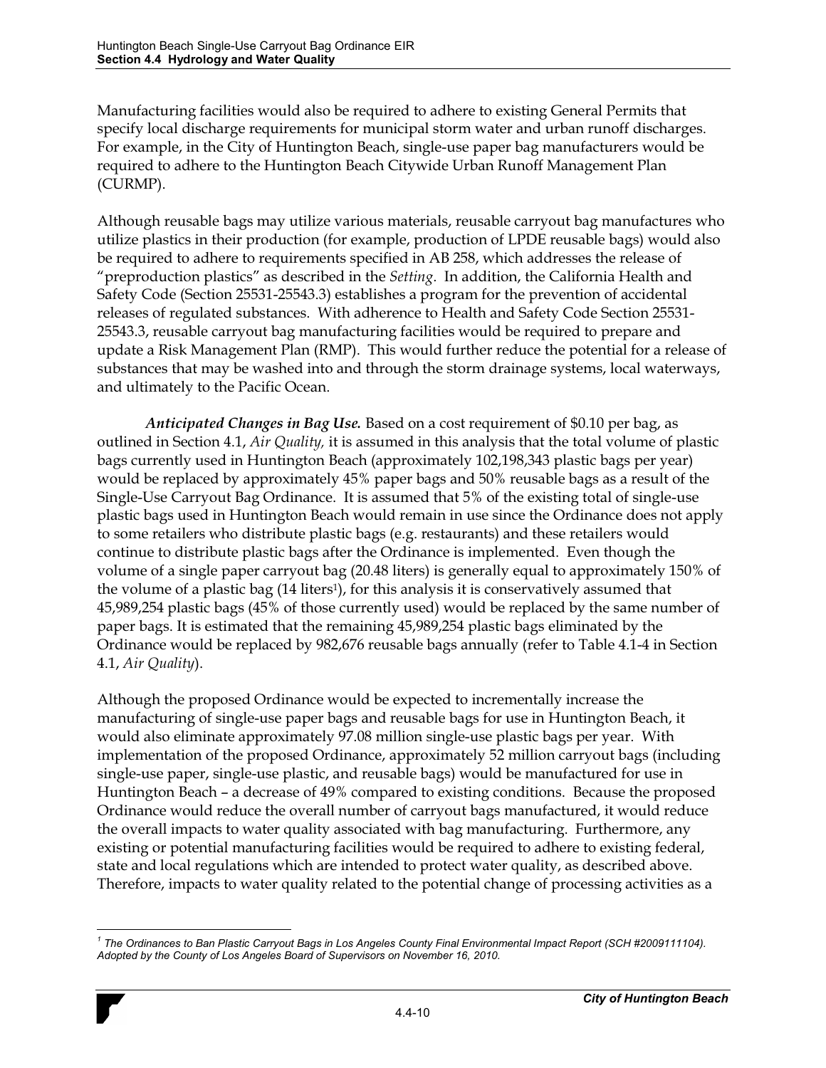Manufacturing facilities would also be required to adhere to existing General Permits that specify local discharge requirements for municipal storm water and urban runoff discharges. For example, in the City of Huntington Beach, single-use paper bag manufacturers would be required to adhere to the Huntington Beach Citywide Urban Runoff Management Plan (CURMP).

Although reusable bags may utilize various materials, reusable carryout bag manufactures who utilize plastics in their production (for example, production of LPDE reusable bags) would also be required to adhere to requirements specified in AB 258, which addresses the release of "preproduction plastics" as described in the *Setting*. In addition, the California Health and Safety Code (Section 25531-25543.3) establishes a program for the prevention of accidental releases of regulated substances. With adherence to Health and Safety Code Section 25531-25543.3, reusable carryout bag manufacturing facilities would be required to prepare and update a Risk Management Plan (RMP). This would further reduce the potential for a release of substances that may be washed into and through the storm drainage systems, local waterways, and ultimately to the Pacific Ocean.

***Anticipated Changes in Bag Use.*** Based on a cost requirement of $0.10 per bag, as outlined in Section 4.1, *Air Quality,* it is assumed in this analysis that the total volume of plastic bags currently used in Huntington Beach (approximately 102,198,343 plastic bags per year) would be replaced by approximately 45% paper bags and 50% reusable bags as a result of the Single-Use Carryout Bag Ordinance. It is assumed that 5% of the existing total of single-use plastic bags used in Huntington Beach would remain in use since the Ordinance does not apply to some retailers who distribute plastic bags (e.g. restaurants) and these retailers would continue to distribute plastic bags after the Ordinance is implemented. Even though the volume of a single paper carryout bag (20.48 liters) is generally equal to approximately 150% of the volume of a plastic bag (14 liters[1]), for this analysis it is conservatively assumed that 45,989,254 plastic bags (45% of those currently used) would be replaced by the same number of paper bags. It is estimated that the remaining 45,989,254 plastic bags eliminated by the Ordinance would be replaced by 982,676 reusable bags annually (refer to Table 4.1-4 in Section 4.1, *Air Quality*).

Although the proposed Ordinance would be expected to incrementally increase the manufacturing of single-use paper bags and reusable bags for use in Huntington Beach, it would also eliminate approximately 97.08 million single-use plastic bags per year. With implementation of the proposed Ordinance, approximately 52 million carryout bags (including single-use paper, single-use plastic, and reusable bags) would be manufactured for use in Huntington Beach – a decrease of 49% compared to existing conditions. Because the proposed Ordinance would reduce the overall number of carryout bags manufactured, it would reduce the overall impacts to water quality associated with bag manufacturing. Furthermore, any existing or potential manufacturing facilities would be required to adhere to existing federal, state and local regulations which are intended to protect water quality, as described above. Therefore, impacts to water quality related to the potential change of processing activities as a

---

[1] *The Ordinances to Ban Plastic Carryout Bags in Los Angeles County Final Environmental Impact Report (SCH #2009111104). Adopted by the County of Los Angeles Board of Supervisors on November 16, 2010.*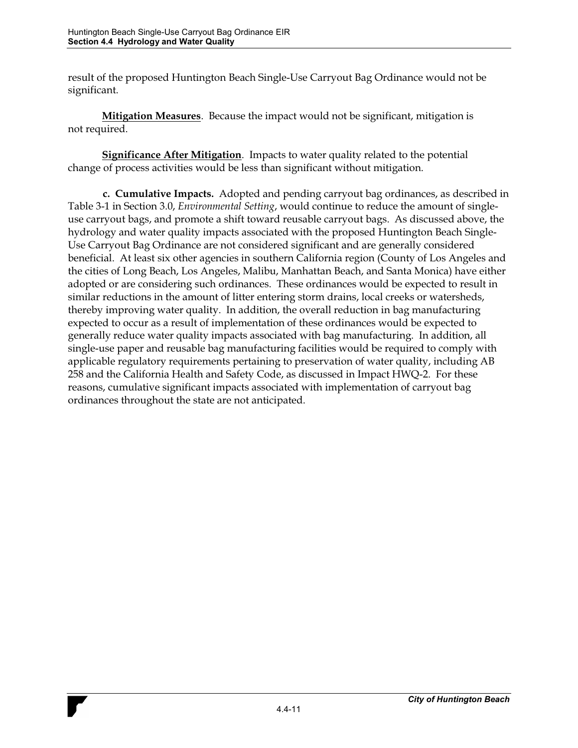result of the proposed Huntington Beach Single-Use Carryout Bag Ordinance would not be significant.

**Mitigation Measures**. Because the impact would not be significant, mitigation is not required.

**Significance After Mitigation**. Impacts to water quality related to the potential change of process activities would be less than significant without mitigation.

**c. Cumulative Impacts.** Adopted and pending carryout bag ordinances, as described in Table 3-1 in Section 3.0, *Environmental Setting*, would continue to reduce the amount of single-use carryout bags, and promote a shift toward reusable carryout bags. As discussed above, the hydrology and water quality impacts associated with the proposed Huntington Beach Single-Use Carryout Bag Ordinance are not considered significant and are generally considered beneficial. At least six other agencies in southern California region (County of Los Angeles and the cities of Long Beach, Los Angeles, Malibu, Manhattan Beach, and Santa Monica) have either adopted or are considering such ordinances. These ordinances would be expected to result in similar reductions in the amount of litter entering storm drains, local creeks or watersheds, thereby improving water quality. In addition, the overall reduction in bag manufacturing expected to occur as a result of implementation of these ordinances would be expected to generally reduce water quality impacts associated with bag manufacturing. In addition, all single-use paper and reusable bag manufacturing facilities would be required to comply with applicable regulatory requirements pertaining to preservation of water quality, including AB 258 and the California Health and Safety Code, as discussed in Impact HWQ-2. For these reasons, cumulative significant impacts associated with implementation of carryout bag ordinances throughout the state are not anticipated.